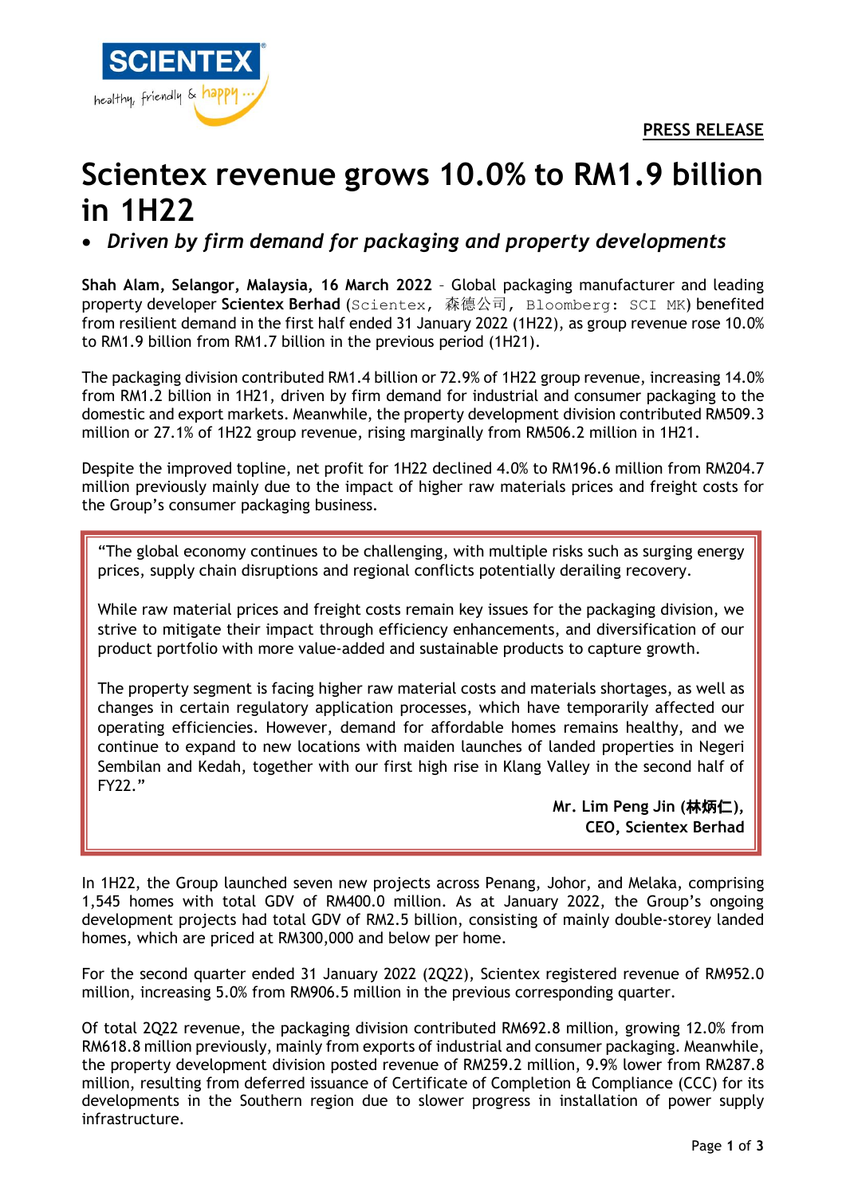**PRESS RELEASE**

# Scientex revenue grows 10.0% to RM1.9 billion in 1H22

- ***Driven by firm demand for packaging and property developments***

**Shah Alam, Selangor, Malaysia, 16 March 2022** – Global packaging manufacturer and leading property developer **Scientex Berhad** (Scientex, 森德公司, Bloomberg: SCI MK) benefited from resilient demand in the first half ended 31 January 2022 (1H22), as group revenue rose 10.0% to RM1.9 billion from RM1.7 billion in the previous period (1H21).

The packaging division contributed RM1.4 billion or 72.9% of 1H22 group revenue, increasing 14.0% from RM1.2 billion in 1H21, driven by firm demand for industrial and consumer packaging to the domestic and export markets. Meanwhile, the property development division contributed RM509.3 million or 27.1% of 1H22 group revenue, rising marginally from RM506.2 million in 1H21.

Despite the improved topline, net profit for 1H22 declined 4.0% to RM196.6 million from RM204.7 million previously mainly due to the impact of higher raw materials prices and freight costs for the Group's consumer packaging business.

> "The global economy continues to be challenging, with multiple risks such as surging energy prices, supply chain disruptions and regional conflicts potentially derailing recovery.
>
> While raw material prices and freight costs remain key issues for the packaging division, we strive to mitigate their impact through efficiency enhancements, and diversification of our product portfolio with more value-added and sustainable products to capture growth.
>
> The property segment is facing higher raw material costs and materials shortages, as well as changes in certain regulatory application processes, which have temporarily affected our operating efficiencies. However, demand for affordable homes remains healthy, and we continue to expand to new locations with maiden launches of landed properties in Negeri Sembilan and Kedah, together with our first high rise in Klang Valley in the second half of FY22."
>
> **Mr. Lim Peng Jin (林炳仁),**
> **CEO, Scientex Berhad**

In 1H22, the Group launched seven new projects across Penang, Johor, and Melaka, comprising 1,545 homes with total GDV of RM400.0 million. As at January 2022, the Group's ongoing development projects had total GDV of RM2.5 billion, consisting of mainly double-storey landed homes, which are priced at RM300,000 and below per home.

For the second quarter ended 31 January 2022 (2Q22), Scientex registered revenue of RM952.0 million, increasing 5.0% from RM906.5 million in the previous corresponding quarter.

Of total 2Q22 revenue, the packaging division contributed RM692.8 million, growing 12.0% from RM618.8 million previously, mainly from exports of industrial and consumer packaging. Meanwhile, the property development division posted revenue of RM259.2 million, 9.9% lower from RM287.8 million, resulting from deferred issuance of Certificate of Completion & Compliance (CCC) for its developments in the Southern region due to slower progress in installation of power supply infrastructure.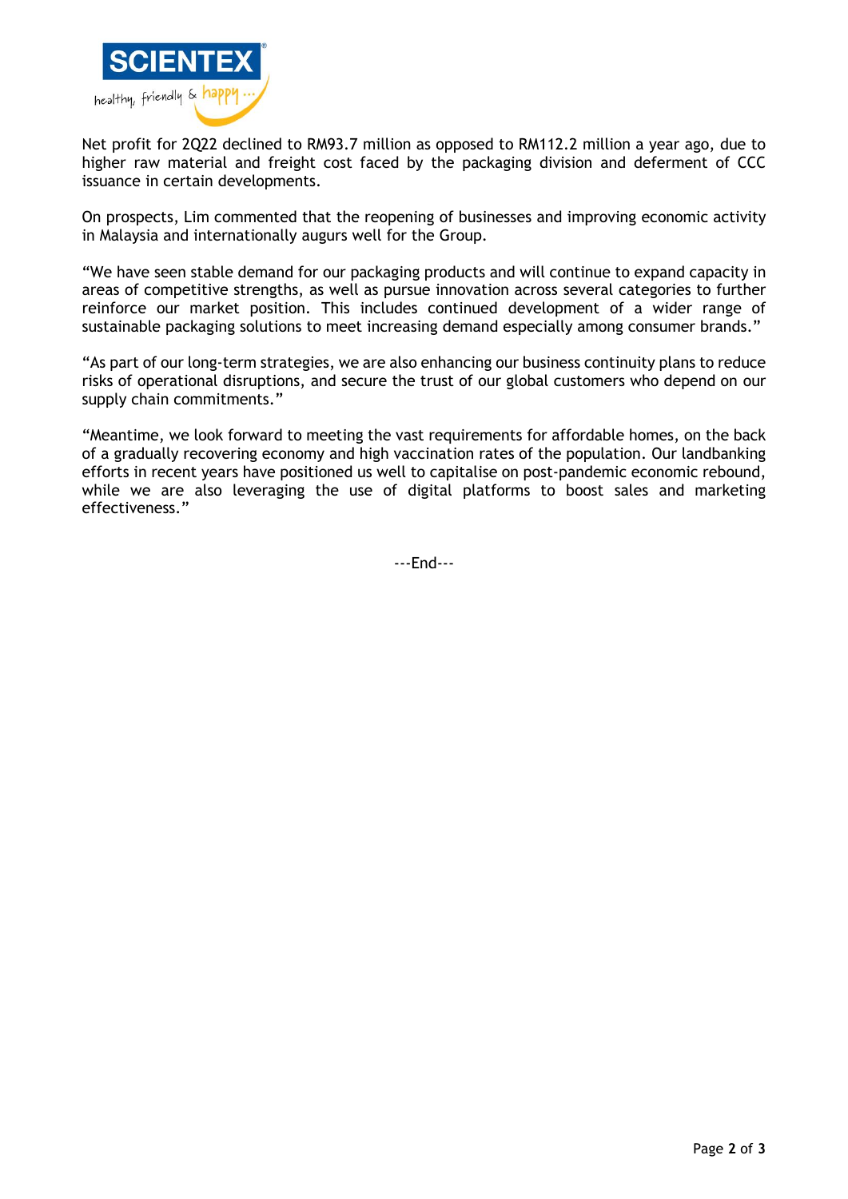Net profit for 2Q22 declined to RM93.7 million as opposed to RM112.2 million a year ago, due to higher raw material and freight cost faced by the packaging division and deferment of CCC issuance in certain developments.

On prospects, Lim commented that the reopening of businesses and improving economic activity in Malaysia and internationally augurs well for the Group.

"We have seen stable demand for our packaging products and will continue to expand capacity in areas of competitive strengths, as well as pursue innovation across several categories to further reinforce our market position. This includes continued development of a wider range of sustainable packaging solutions to meet increasing demand especially among consumer brands."

"As part of our long-term strategies, we are also enhancing our business continuity plans to reduce risks of operational disruptions, and secure the trust of our global customers who depend on our supply chain commitments."

"Meantime, we look forward to meeting the vast requirements for affordable homes, on the back of a gradually recovering economy and high vaccination rates of the population. Our landbanking efforts in recent years have positioned us well to capitalise on post-pandemic economic rebound, while we are also leveraging the use of digital platforms to boost sales and marketing effectiveness."

---End---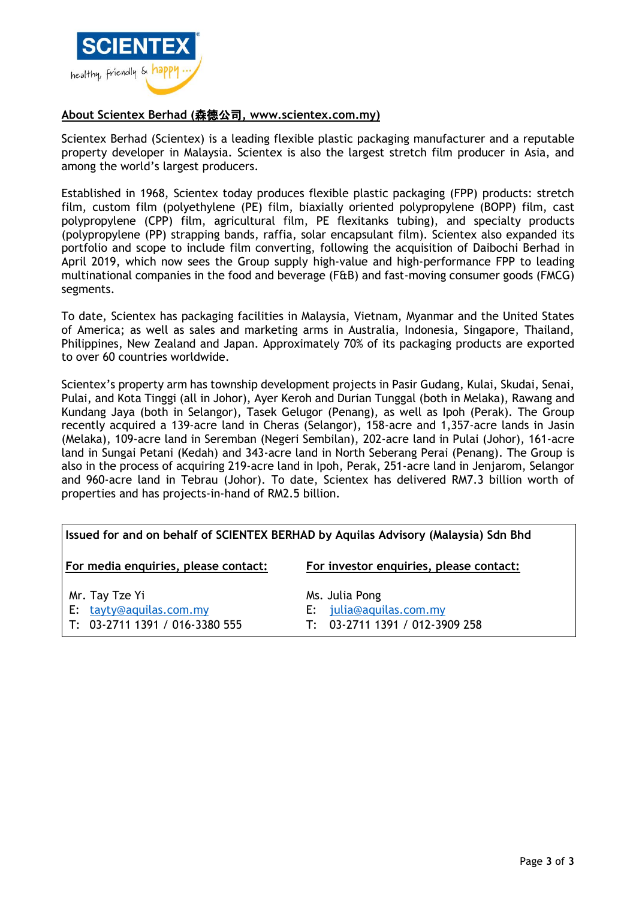SCIENTEX

healthy, friendly & happy ...

**About Scientex Berhad (森德公司, www.scientex.com.my)**

Scientex Berhad (Scientex) is a leading flexible plastic packaging manufacturer and a reputable property developer in Malaysia. Scientex is also the largest stretch film producer in Asia, and among the world's largest producers.

Established in 1968, Scientex today produces flexible plastic packaging (FPP) products: stretch film, custom film (polyethylene (PE) film, biaxially oriented polypropylene (BOPP) film, cast polypropylene (CPP) film, agricultural film, PE flexitanks tubing), and specialty products (polypropylene (PP) strapping bands, raffia, solar encapsulant film). Scientex also expanded its portfolio and scope to include film converting, following the acquisition of Daibochi Berhad in April 2019, which now sees the Group supply high-value and high-performance FPP to leading multinational companies in the food and beverage (F&B) and fast-moving consumer goods (FMCG) segments.

To date, Scientex has packaging facilities in Malaysia, Vietnam, Myanmar and the United States of America; as well as sales and marketing arms in Australia, Indonesia, Singapore, Thailand, Philippines, New Zealand and Japan. Approximately 70% of its packaging products are exported to over 60 countries worldwide.

Scientex's property arm has township development projects in Pasir Gudang, Kulai, Skudai, Senai, Pulai, and Kota Tinggi (all in Johor), Ayer Keroh and Durian Tunggal (both in Melaka), Rawang and Kundang Jaya (both in Selangor), Tasek Gelugor (Penang), as well as Ipoh (Perak). The Group recently acquired a 139-acre land in Cheras (Selangor), 158-acre and 1,357-acre lands in Jasin (Melaka), 109-acre land in Seremban (Negeri Sembilan), 202-acre land in Pulai (Johor), 161-acre land in Sungai Petani (Kedah) and 343-acre land in North Seberang Perai (Penang). The Group is also in the process of acquiring 219-acre land in Ipoh, Perak, 251-acre land in Jenjarom, Selangor and 960-acre land in Tebrau (Johor). To date, Scientex has delivered RM7.3 billion worth of properties and has projects-in-hand of RM2.5 billion.

**Issued for and on behalf of SCIENTEX BERHAD by Aquilas Advisory (Malaysia) Sdn Bhd**

**For media enquiries, please contact:**

Mr. Tay Tze Yi
E: tayty@aquilas.com.my
T: 03-2711 1391 / 016-3380 555

**For investor enquiries, please contact:**

Ms. Julia Pong
E: julia@aquilas.com.my
T: 03-2711 1391 / 012-3909 258